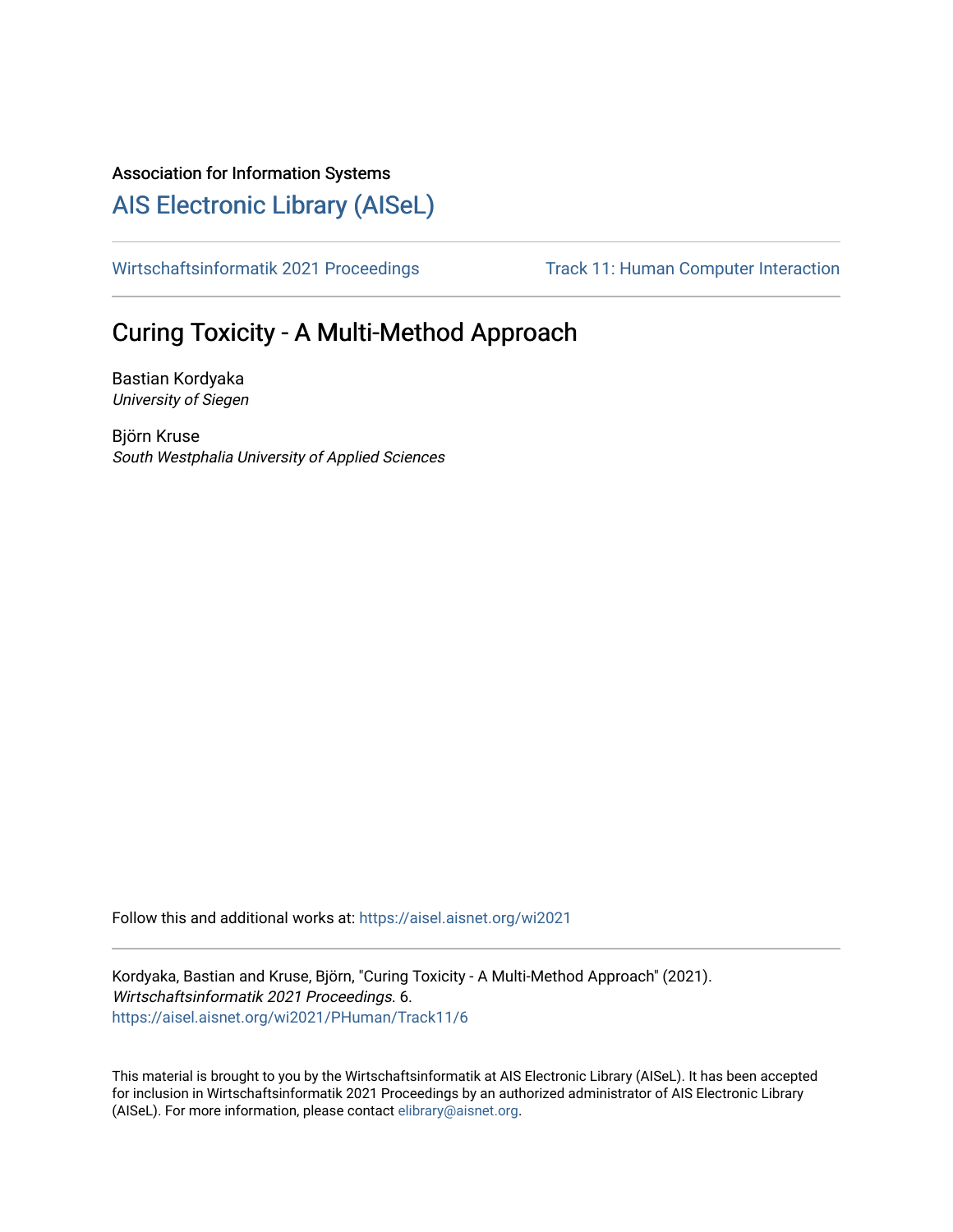Association for Information Systems

[AIS Electronic Library (AISeL)](https://aisel.aisnet.org)

[Wirtschaftsinformatik 2021 Proceedings](https://aisel.aisnet.org/wi2021) | [Track 11: Human Computer Interaction](https://aisel.aisnet.org/wi2021/PHuman)

# Curing Toxicity - A Multi-Method Approach

Bastian Kordyaka
*University of Siegen*

Björn Kruse
*South Westphalia University of Applied Sciences*

Follow this and additional works at: https://aisel.aisnet.org/wi2021

Kordyaka, Bastian and Kruse, Björn, "Curing Toxicity - A Multi-Method Approach" (2021). *Wirtschaftsinformatik 2021 Proceedings.* 6.
https://aisel.aisnet.org/wi2021/PHuman/Track11/6

This material is brought to you by the Wirtschaftsinformatik at AIS Electronic Library (AISeL). It has been accepted for inclusion in Wirtschaftsinformatik 2021 Proceedings by an authorized administrator of AIS Electronic Library (AISeL). For more information, please contact elibrary@aisnet.org.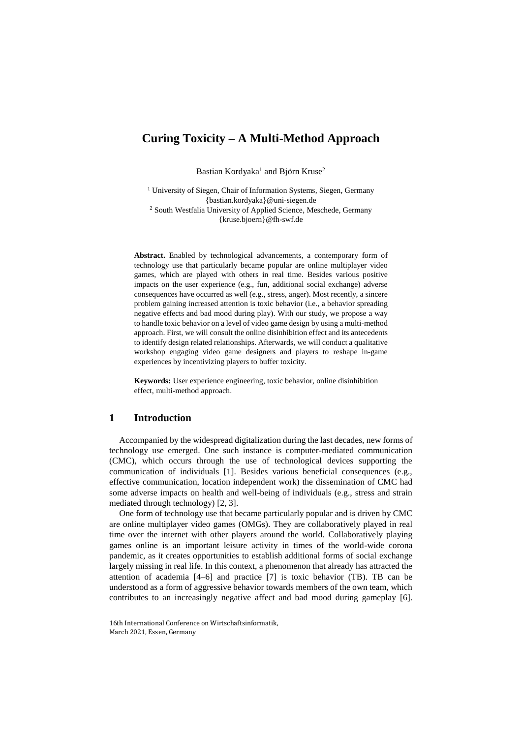# Curing Toxicity – A Multi-Method Approach

Bastian Kordyaka[1] and Björn Kruse[2]

[1] University of Siegen, Chair of Information Systems, Siegen, Germany
{bastian.kordyaka}@uni-siegen.de
[2] South Westfalia University of Applied Science, Meschede, Germany
{kruse.bjoern}@fh-swf.de

**Abstract.** Enabled by technological advancements, a contemporary form of technology use that particularly became popular are online multiplayer video games, which are played with others in real time. Besides various positive impacts on the user experience (e.g., fun, additional social exchange) adverse consequences have occurred as well (e.g., stress, anger). Most recently, a sincere problem gaining increased attention is toxic behavior (i.e., a behavior spreading negative effects and bad mood during play). With our study, we propose a way to handle toxic behavior on a level of video game design by using a multi-method approach. First, we will consult the online disinhibition effect and its antecedents to identify design related relationships. Afterwards, we will conduct a qualitative workshop engaging video game designers and players to reshape in-game experiences by incentivizing players to buffer toxicity.

**Keywords:** User experience engineering, toxic behavior, online disinhibition effect, multi-method approach.

## 1 Introduction

Accompanied by the widespread digitalization during the last decades, new forms of technology use emerged. One such instance is computer-mediated communication (CMC), which occurs through the use of technological devices supporting the communication of individuals [1]. Besides various beneficial consequences (e.g., effective communication, location independent work) the dissemination of CMC had some adverse impacts on health and well-being of individuals (e.g., stress and strain mediated through technology) [2, 3].

One form of technology use that became particularly popular and is driven by CMC are online multiplayer video games (OMGs). They are collaboratively played in real time over the internet with other players around the world. Collaboratively playing games online is an important leisure activity in times of the world-wide corona pandemic, as it creates opportunities to establish additional forms of social exchange largely missing in real life. In this context, a phenomenon that already has attracted the attention of academia [4–6] and practice [7] is toxic behavior (TB). TB can be understood as a form of aggressive behavior towards members of the own team, which contributes to an increasingly negative affect and bad mood during gameplay [6].

16th International Conference on Wirtschaftsinformatik,
March 2021, Essen, Germany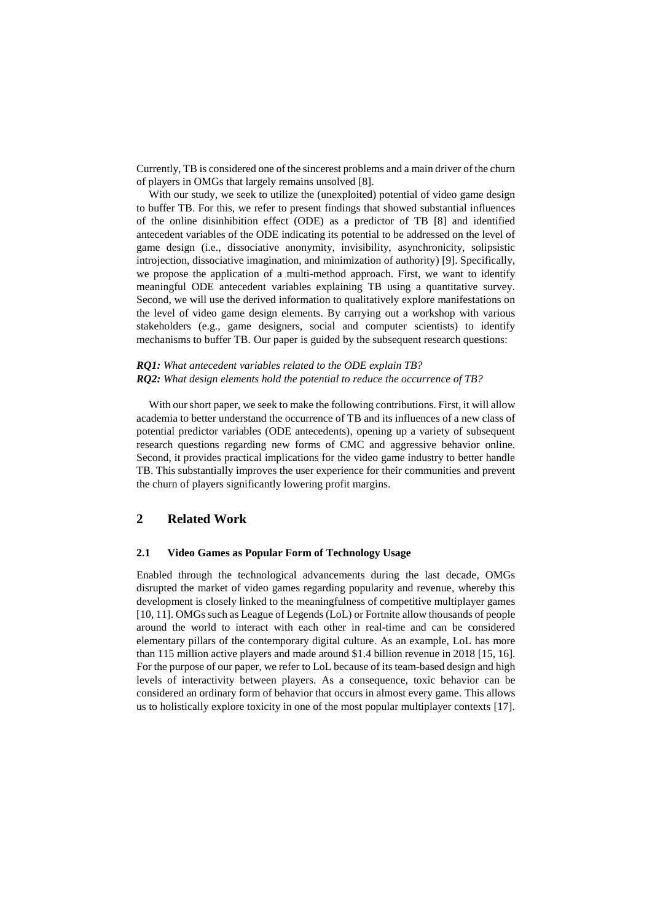Currently, TB is considered one of the sincerest problems and a main driver of the churn of players in OMGs that largely remains unsolved [8].

With our study, we seek to utilize the (unexploited) potential of video game design to buffer TB. For this, we refer to present findings that showed substantial influences of the online disinhibition effect (ODE) as a predictor of TB [8] and identified antecedent variables of the ODE indicating its potential to be addressed on the level of game design (i.e., dissociative anonymity, invisibility, asynchronicity, solipsistic introjection, dissociative imagination, and minimization of authority) [9]. Specifically, we propose the application of a multi-method approach. First, we want to identify meaningful ODE antecedent variables explaining TB using a quantitative survey. Second, we will use the derived information to qualitatively explore manifestations on the level of video game design elements. By carrying out a workshop with various stakeholders (e.g., game designers, social and computer scientists) to identify mechanisms to buffer TB. Our paper is guided by the subsequent research questions:

***RQ1:*** *What antecedent variables related to the ODE explain TB?*
***RQ2:*** *What design elements hold the potential to reduce the occurrence of TB?*

With our short paper, we seek to make the following contributions. First, it will allow academia to better understand the occurrence of TB and its influences of a new class of potential predictor variables (ODE antecedents), opening up a variety of subsequent research questions regarding new forms of CMC and aggressive behavior online. Second, it provides practical implications for the video game industry to better handle TB. This substantially improves the user experience for their communities and prevent the churn of players significantly lowering profit margins.

## 2 Related Work

### 2.1 Video Games as Popular Form of Technology Usage

Enabled through the technological advancements during the last decade, OMGs disrupted the market of video games regarding popularity and revenue, whereby this development is closely linked to the meaningfulness of competitive multiplayer games [10, 11]. OMGs such as League of Legends (LoL) or Fortnite allow thousands of people around the world to interact with each other in real-time and can be considered elementary pillars of the contemporary digital culture. As an example, LoL has more than 115 million active players and made around $1.4 billion revenue in 2018 [15, 16]. For the purpose of our paper, we refer to LoL because of its team-based design and high levels of interactivity between players. As a consequence, toxic behavior can be considered an ordinary form of behavior that occurs in almost every game. This allows us to holistically explore toxicity in one of the most popular multiplayer contexts [17].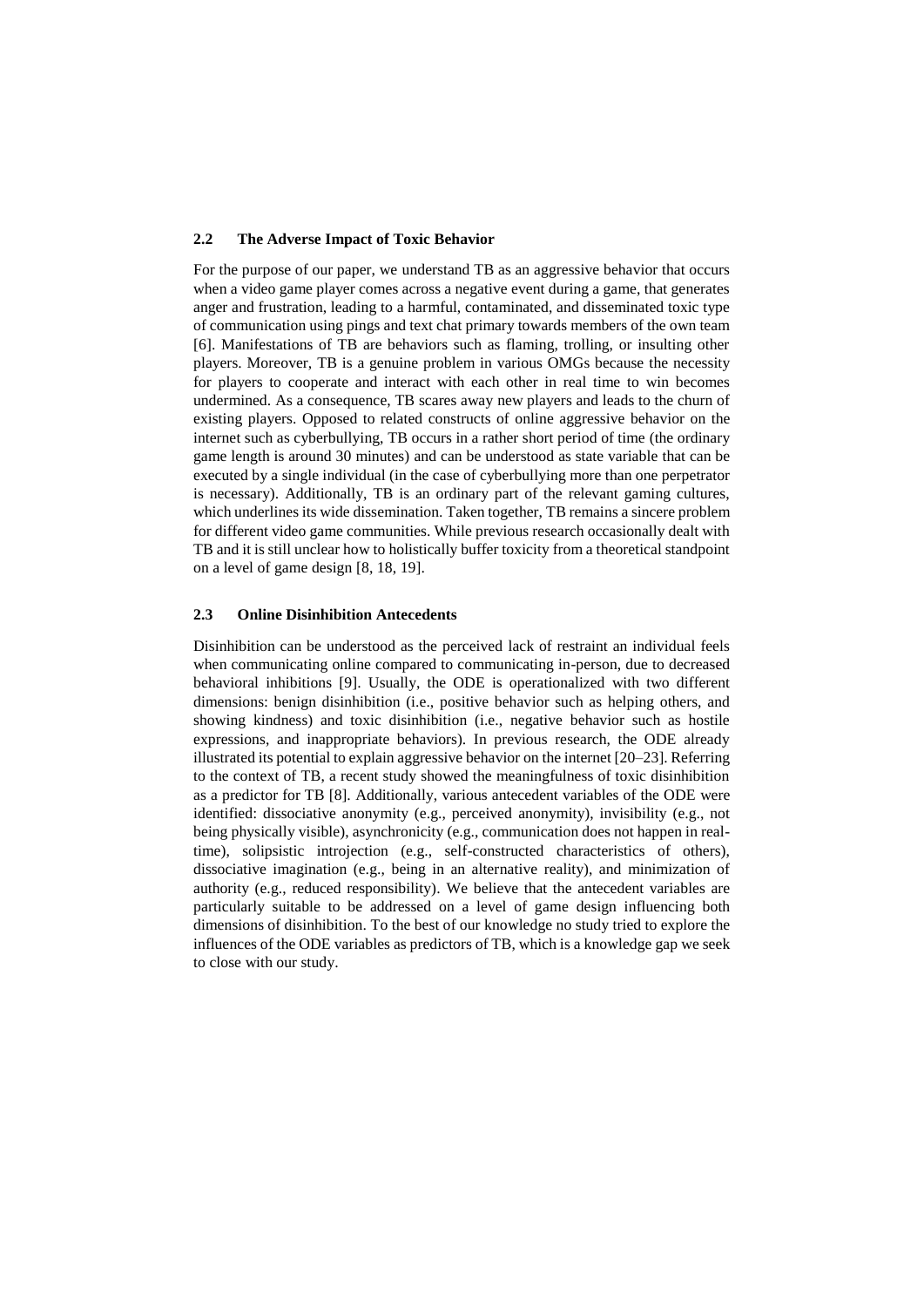### 2.2 The Adverse Impact of Toxic Behavior

For the purpose of our paper, we understand TB as an aggressive behavior that occurs when a video game player comes across a negative event during a game, that generates anger and frustration, leading to a harmful, contaminated, and disseminated toxic type of communication using pings and text chat primary towards members of the own team [6]. Manifestations of TB are behaviors such as flaming, trolling, or insulting other players. Moreover, TB is a genuine problem in various OMGs because the necessity for players to cooperate and interact with each other in real time to win becomes undermined. As a consequence, TB scares away new players and leads to the churn of existing players. Opposed to related constructs of online aggressive behavior on the internet such as cyberbullying, TB occurs in a rather short period of time (the ordinary game length is around 30 minutes) and can be understood as state variable that can be executed by a single individual (in the case of cyberbullying more than one perpetrator is necessary). Additionally, TB is an ordinary part of the relevant gaming cultures, which underlines its wide dissemination. Taken together, TB remains a sincere problem for different video game communities. While previous research occasionally dealt with TB and it is still unclear how to holistically buffer toxicity from a theoretical standpoint on a level of game design [8, 18, 19].

### 2.3 Online Disinhibition Antecedents

Disinhibition can be understood as the perceived lack of restraint an individual feels when communicating online compared to communicating in-person, due to decreased behavioral inhibitions [9]. Usually, the ODE is operationalized with two different dimensions: benign disinhibition (i.e., positive behavior such as helping others, and showing kindness) and toxic disinhibition (i.e., negative behavior such as hostile expressions, and inappropriate behaviors). In previous research, the ODE already illustrated its potential to explain aggressive behavior on the internet [20–23]. Referring to the context of TB, a recent study showed the meaningfulness of toxic disinhibition as a predictor for TB [8]. Additionally, various antecedent variables of the ODE were identified: dissociative anonymity (e.g., perceived anonymity), invisibility (e.g., not being physically visible), asynchronicity (e.g., communication does not happen in real-time), solipsistic introjection (e.g., self-constructed characteristics of others), dissociative imagination (e.g., being in an alternative reality), and minimization of authority (e.g., reduced responsibility). We believe that the antecedent variables are particularly suitable to be addressed on a level of game design influencing both dimensions of disinhibition. To the best of our knowledge no study tried to explore the influences of the ODE variables as predictors of TB, which is a knowledge gap we seek to close with our study.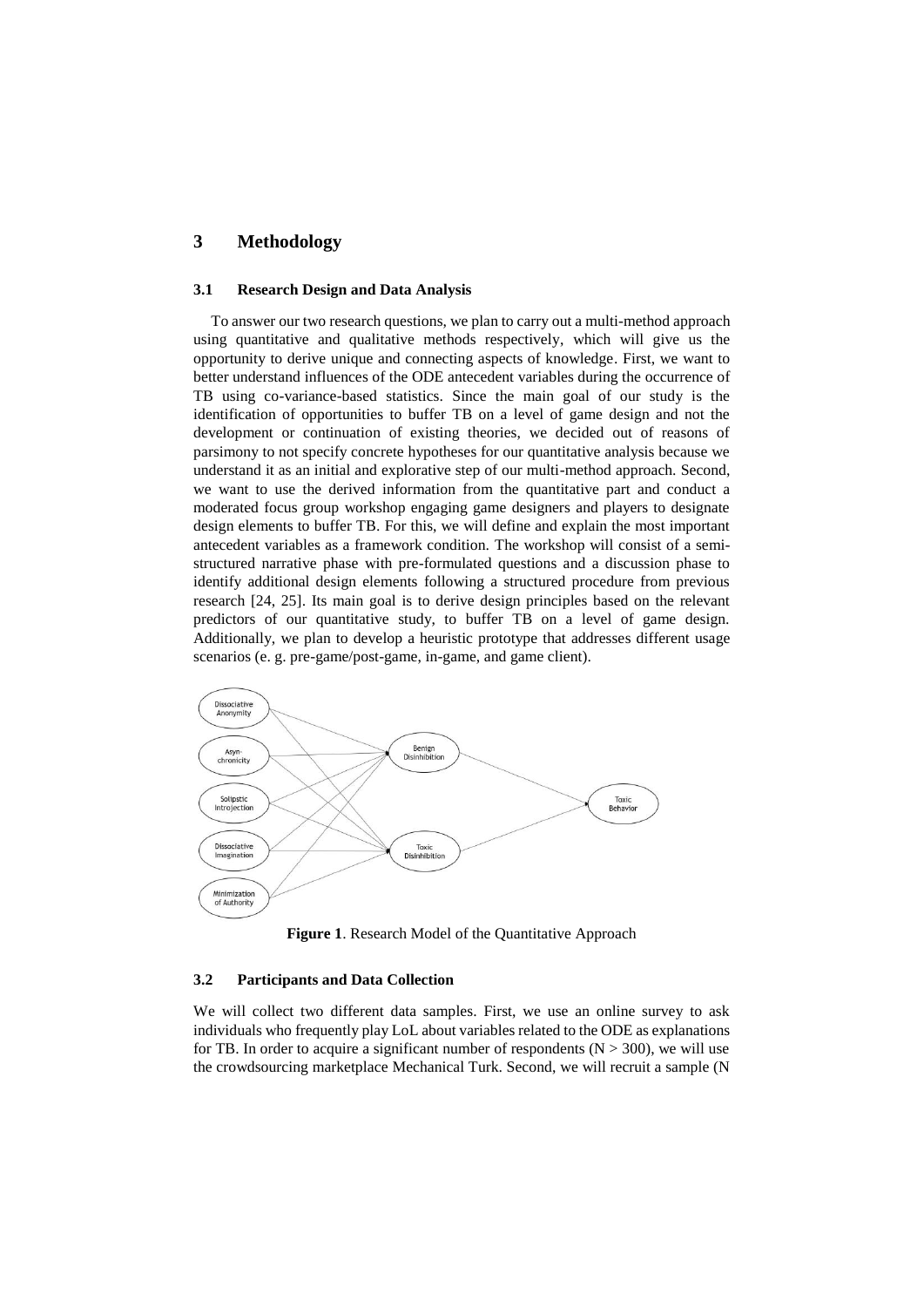## 3 Methodology

### 3.1 Research Design and Data Analysis

To answer our two research questions, we plan to carry out a multi-method approach using quantitative and qualitative methods respectively, which will give us the opportunity to derive unique and connecting aspects of knowledge. First, we want to better understand influences of the ODE antecedent variables during the occurrence of TB using co-variance-based statistics. Since the main goal of our study is the identification of opportunities to buffer TB on a level of game design and not the development or continuation of existing theories, we decided out of reasons of parsimony to not specify concrete hypotheses for our quantitative analysis because we understand it as an initial and explorative step of our multi-method approach. Second, we want to use the derived information from the quantitative part and conduct a moderated focus group workshop engaging game designers and players to designate design elements to buffer TB. For this, we will define and explain the most important antecedent variables as a framework condition. The workshop will consist of a semi-structured narrative phase with pre-formulated questions and a discussion phase to identify additional design elements following a structured procedure from previous research [24, 25]. Its main goal is to derive design principles based on the relevant predictors of our quantitative study, to buffer TB on a level of game design. Additionally, we plan to develop a heuristic prototype that addresses different usage scenarios (e. g. pre-game/post-game, in-game, and game client).

Dissociative Anonymity

Asyn-chronicity

Solipstic Introjection

Dissociative Imagination

Minimization of Authority

Benign Disinhibition

Toxic Disinhibition

Toxic Behavior

**Figure 1**. Research Model of the Quantitative Approach

### 3.2 Participants and Data Collection

We will collect two different data samples. First, we use an online survey to ask individuals who frequently play LoL about variables related to the ODE as explanations for TB. In order to acquire a significant number of respondents ($N > 300$), we will use the crowdsourcing marketplace Mechanical Turk. Second, we will recruit a sample (N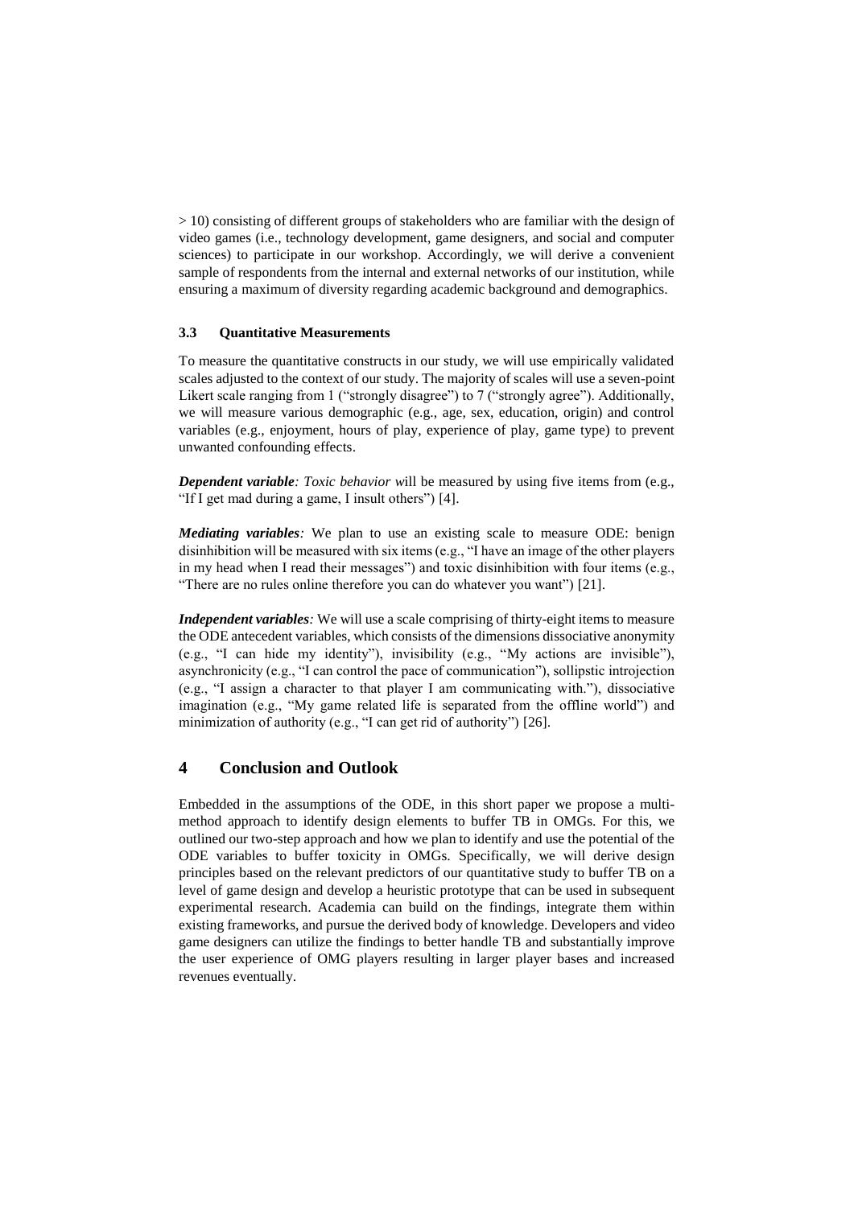> 10) consisting of different groups of stakeholders who are familiar with the design of video games (i.e., technology development, game designers, and social and computer sciences) to participate in our workshop. Accordingly, we will derive a convenient sample of respondents from the internal and external networks of our institution, while ensuring a maximum of diversity regarding academic background and demographics.

### 3.3 Quantitative Measurements

To measure the quantitative constructs in our study, we will use empirically validated scales adjusted to the context of our study. The majority of scales will use a seven-point Likert scale ranging from 1 ("strongly disagree") to 7 ("strongly agree"). Additionally, we will measure various demographic (e.g., age, sex, education, origin) and control variables (e.g., enjoyment, hours of play, experience of play, game type) to prevent unwanted confounding effects.

***Dependent variable****: Toxic behavior w*ill be measured by using five items from (e.g., "If I get mad during a game, I insult others") [4].

***Mediating variables****:* We plan to use an existing scale to measure ODE: benign disinhibition will be measured with six items (e.g., "I have an image of the other players in my head when I read their messages") and toxic disinhibition with four items (e.g., "There are no rules online therefore you can do whatever you want") [21].

***Independent variables****:* We will use a scale comprising of thirty-eight items to measure the ODE antecedent variables, which consists of the dimensions dissociative anonymity (e.g., "I can hide my identity"), invisibility (e.g., "My actions are invisible"), asynchronicity (e.g., "I can control the pace of communication"), sollipstic introjection (e.g., "I assign a character to that player I am communicating with."), dissociative imagination (e.g., "My game related life is separated from the offline world") and minimization of authority (e.g., "I can get rid of authority") [26].

## 4 Conclusion and Outlook

Embedded in the assumptions of the ODE, in this short paper we propose a multi-method approach to identify design elements to buffer TB in OMGs. For this, we outlined our two-step approach and how we plan to identify and use the potential of the ODE variables to buffer toxicity in OMGs. Specifically, we will derive design principles based on the relevant predictors of our quantitative study to buffer TB on a level of game design and develop a heuristic prototype that can be used in subsequent experimental research. Academia can build on the findings, integrate them within existing frameworks, and pursue the derived body of knowledge. Developers and video game designers can utilize the findings to better handle TB and substantially improve the user experience of OMG players resulting in larger player bases and increased revenues eventually.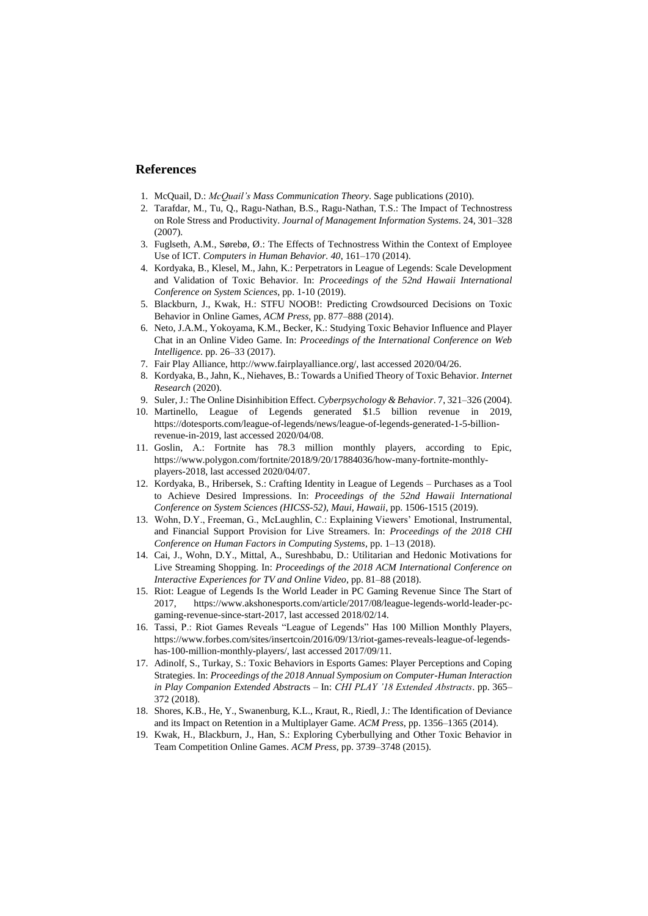## References

1. McQuail, D.: *McQuail's Mass Communication Theory*. Sage publications (2010).
2. Tarafdar, M., Tu, Q., Ragu-Nathan, B.S., Ragu-Nathan, T.S.: The Impact of Technostress on Role Stress and Productivity. *Journal of Management Information Systems*. 24, 301–328 (2007).
3. Fuglseth, A.M., Sørebø, Ø.: The Effects of Technostress Within the Context of Employee Use of ICT. *Computers in Human Behavior. 40*, 161–170 (2014).
4. Kordyaka, B., Klesel, M., Jahn, K.: Perpetrators in League of Legends: Scale Development and Validation of Toxic Behavior. In: *Proceedings of the 52nd Hawaii International Conference on System Sciences*, pp. 1-10 (2019).
5. Blackburn, J., Kwak, H.: STFU NOOB!: Predicting Crowdsourced Decisions on Toxic Behavior in Online Games, *ACM Press*, pp. 877–888 (2014).
6. Neto, J.A.M., Yokoyama, K.M., Becker, K.: Studying Toxic Behavior Influence and Player Chat in an Online Video Game. In: *Proceedings of the International Conference on Web Intelligence*. pp. 26–33 (2017).
7. Fair Play Alliance, http://www.fairplayalliance.org/, last accessed 2020/04/26.
8. Kordyaka, B., Jahn, K., Niehaves, B.: Towards a Unified Theory of Toxic Behavior. *Internet Research* (2020).
9. Suler, J.: The Online Disinhibition Effect. *Cyberpsychology & Behavior*. 7, 321–326 (2004).
10. Martinello, League of Legends generated $1.5 billion revenue in 2019, https://dotesports.com/league-of-legends/news/league-of-legends-generated-1-5-billion-revenue-in-2019, last accessed 2020/04/08.
11. Goslin, A.: Fortnite has 78.3 million monthly players, according to Epic, https://www.polygon.com/fortnite/2018/9/20/17884036/how-many-fortnite-monthly-players-2018, last accessed 2020/04/07.
12. Kordyaka, B., Hribersek, S.: Crafting Identity in League of Legends – Purchases as a Tool to Achieve Desired Impressions. In: *Proceedings of the 52nd Hawaii International Conference on System Sciences (HICSS-52), Maui, Hawaii*, pp. 1506-1515 (2019).
13. Wohn, D.Y., Freeman, G., McLaughlin, C.: Explaining Viewers' Emotional, Instrumental, and Financial Support Provision for Live Streamers. In: *Proceedings of the 2018 CHI Conference on Human Factors in Computing Systems*, pp. 1–13 (2018).
14. Cai, J., Wohn, D.Y., Mittal, A., Sureshbabu, D.: Utilitarian and Hedonic Motivations for Live Streaming Shopping. In: *Proceedings of the 2018 ACM International Conference on Interactive Experiences for TV and Online Video*, pp. 81–88 (2018).
15. Riot: League of Legends Is the World Leader in PC Gaming Revenue Since The Start of 2017, https://www.akshonesports.com/article/2017/08/league-legends-world-leader-pc-gaming-revenue-since-start-2017, last accessed 2018/02/14.
16. Tassi, P.: Riot Games Reveals "League of Legends" Has 100 Million Monthly Players, https://www.forbes.com/sites/insertcoin/2016/09/13/riot-games-reveals-league-of-legends-has-100-million-monthly-players/, last accessed 2017/09/11.
17. Adinolf, S., Turkay, S.: Toxic Behaviors in Esports Games: Player Perceptions and Coping Strategies. In: *Proceedings of the 2018 Annual Symposium on Computer-Human Interaction in Play Companion Extended Abstracts* – In: *CHI PLAY '18 Extended Abstracts*. pp. 365–372 (2018).
18. Shores, K.B., He, Y., Swanenburg, K.L., Kraut, R., Riedl, J.: The Identification of Deviance and its Impact on Retention in a Multiplayer Game. *ACM Press*, pp. 1356–1365 (2014).
19. Kwak, H., Blackburn, J., Han, S.: Exploring Cyberbullying and Other Toxic Behavior in Team Competition Online Games. *ACM Press*, pp. 3739–3748 (2015).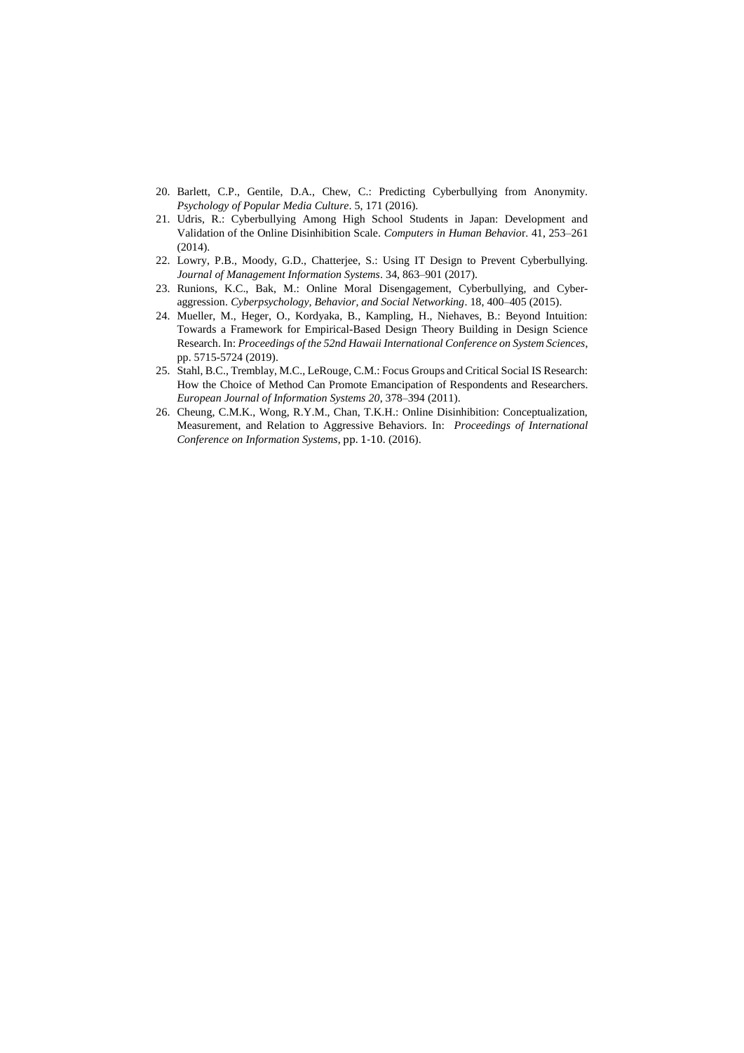20. Barlett, C.P., Gentile, D.A., Chew, C.: Predicting Cyberbullying from Anonymity. *Psychology of Popular Media Culture*. 5, 171 (2016).
21. Udris, R.: Cyberbullying Among High School Students in Japan: Development and Validation of the Online Disinhibition Scale. *Computers in Human Behavio*r. 41, 253–261 (2014).
22. Lowry, P.B., Moody, G.D., Chatterjee, S.: Using IT Design to Prevent Cyberbullying. *Journal of Management Information Systems*. 34, 863–901 (2017).
23. Runions, K.C., Bak, M.: Online Moral Disengagement, Cyberbullying, and Cyber-aggression. *Cyberpsychology, Behavior, and Social Networking*. 18, 400–405 (2015).
24. Mueller, M., Heger, O., Kordyaka, B., Kampling, H., Niehaves, B.: Beyond Intuition: Towards a Framework for Empirical-Based Design Theory Building in Design Science Research. In: *Proceedings of the 52nd Hawaii International Conference on System Sciences*, pp. 5715-5724 (2019).
25. Stahl, B.C., Tremblay, M.C., LeRouge, C.M.: Focus Groups and Critical Social IS Research: How the Choice of Method Can Promote Emancipation of Respondents and Researchers. *European Journal of Information Systems 20*, 378–394 (2011).
26. Cheung, C.M.K., Wong, R.Y.M., Chan, T.K.H.: Online Disinhibition: Conceptualization, Measurement, and Relation to Aggressive Behaviors. In: *Proceedings of International Conference on Information Systems*, pp. 1-10. (2016).